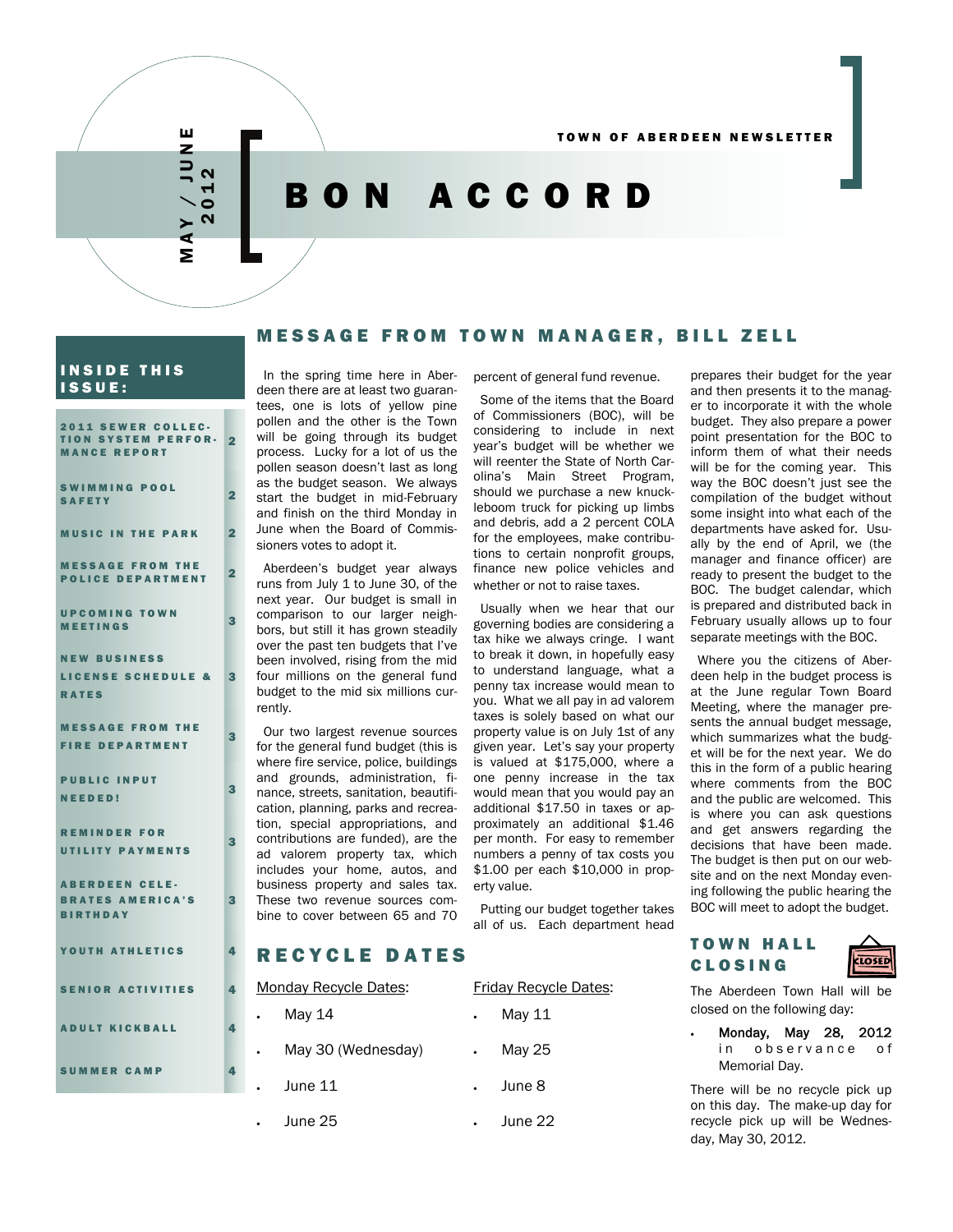# BON ACCORD

TOWN OF ABERDEEN NEWSLETTER

MAY / JUNE 2012

## INSIDE THIS ISSUE:

| | |
|---|---|
| 2011 SEWER COLLECTION SYSTEM PERFORMANCE REPORT | 2 |
| SWIMMING POOL SAFETY | 2 |
| MUSIC IN THE PARK | 2 |
| MESSAGE FROM THE POLICE DEPARTMENT | 2 |
| UPCOMING TOWN MEETINGS | 3 |
| NEW BUSINESS LICENSE SCHEDULE & RATES | 3 |
| MESSAGE FROM THE FIRE DEPARTMENT | 3 |
| PUBLIC INPUT NEEDED! | 3 |
| REMINDER FOR UTILITY PAYMENTS | 3 |
| ABERDEEN CELEBRATES AMERICA'S BIRTHDAY | 3 |
| YOUTH ATHLETICS | 4 |
| SENIOR ACTIVITIES | 4 |
| ADULT KICKBALL | 4 |
| SUMMER CAMP | 4 |

## MESSAGE FROM TOWN MANAGER, BILL ZELL

In the spring time here in Aberdeen there are at least two guarantees, one is lots of yellow pine pollen and the other is the Town will be going through its budget process. Lucky for a lot of us the pollen season doesn't last as long as the budget season. We always start the budget in mid-February and finish on the third Monday in June when the Board of Commissioners votes to adopt it.

Aberdeen's budget year always runs from July 1 to June 30, of the next year. Our budget is small in comparison to our larger neighbors, but still it has grown steadily over the past ten budgets that I've been involved, rising from the mid four millions on the general fund budget to the mid six millions currently.

Our two largest revenue sources for the general fund budget (this is where fire service, police, buildings and grounds, administration, finance, streets, sanitation, beautification, planning, parks and recreation, special appropriations, and contributions are funded), are the ad valorem property tax, which includes your home, autos, and business property and sales tax. These two revenue sources combine to cover between 65 and 70 percent of general fund revenue.

Some of the items that the Board of Commissioners (BOC), will be considering to include in next year's budget will be whether we will reenter the State of North Carolina's Main Street Program, should we purchase a new knuckleboom truck for picking up limbs and debris, add a 2 percent COLA for the employees, make contributions to certain nonprofit groups, finance new police vehicles and whether or not to raise taxes.

Usually when we hear that our governing bodies are considering a tax hike we always cringe. I want to break it down, in hopefully easy to understand language, what a penny tax increase would mean to you. What we all pay in ad valorem taxes is solely based on what our property value is on July 1st of any given year. Let's say your property is valued at $175,000, where a one penny increase in the tax would mean that you would pay an additional $17.50 in taxes or approximately an additional $1.46 per month. For easy to remember numbers a penny of tax costs you $1.00 per each $10,000 in property value.

Putting our budget together takes all of us. Each department head prepares their budget for the year and then presents it to the manager to incorporate it with the whole budget. They also prepare a power point presentation for the BOC to inform them of what their needs will be for the coming year. This way the BOC doesn't just see the compilation of the budget without some insight into what each of the departments have asked for. Usually by the end of April, we (the manager and finance officer) are ready to present the budget to the BOC. The budget calendar, which is prepared and distributed back in February usually allows up to four separate meetings with the BOC.

Where you the citizens of Aberdeen help in the budget process is at the June regular Town Board Meeting, where the manager presents the annual budget message, which summarizes what the budget will be for the next year. We do this in the form of a public hearing where comments from the BOC and the public are welcomed. This is where you can ask questions and get answers regarding the decisions that have been made. The budget is then put on our website and on the next Monday evening following the public hearing the BOC will meet to adopt the budget.

## RECYCLE DATES

Monday Recycle Dates:

- May 14
- May 30 (Wednesday)
- June 11
- June 25

Friday Recycle Dates:

- May 11
- May 25
- June 8
- June 22

## TOWN HALL CLOSING

The Aberdeen Town Hall will be closed on the following day:

- **Monday, May 28, 2012** in observance of Memorial Day.

There will be no recycle pick up on this day. The make-up day for recycle pick up will be Wednesday, May 30, 2012.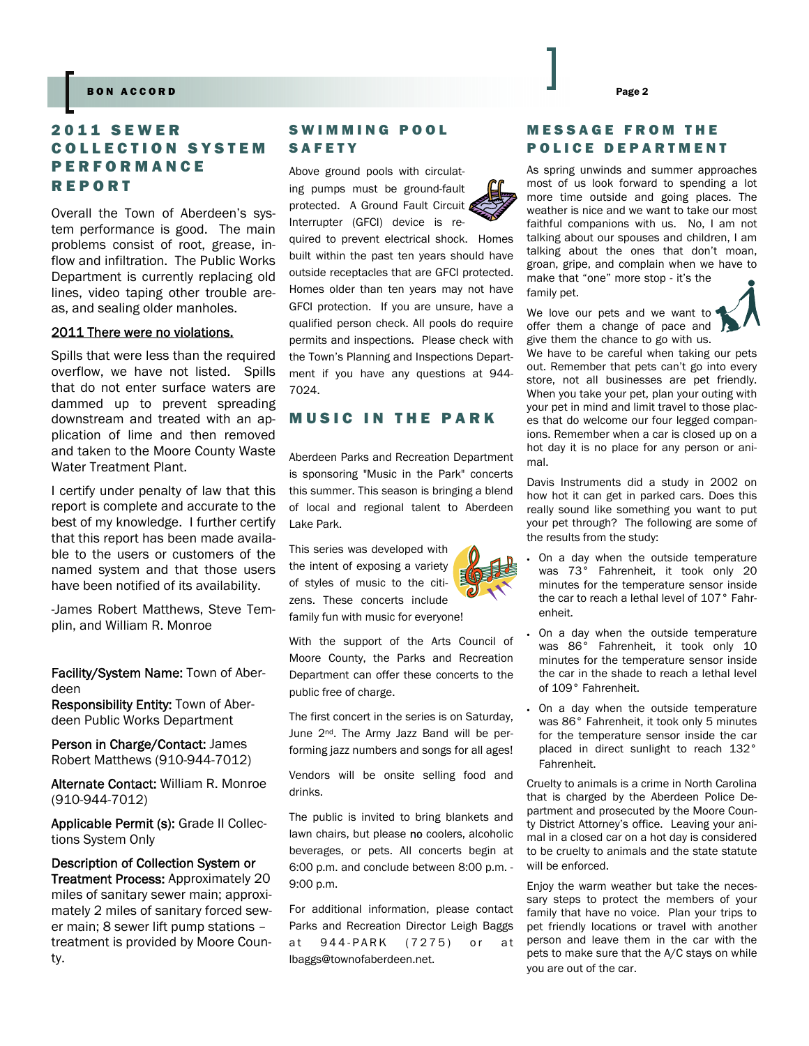## 2011 SEWER COLLECTION SYSTEM PERFORMANCE REPORT

Overall the Town of Aberdeen's system performance is good. The main problems consist of root, grease, inflow and infiltration. The Public Works Department is currently replacing old lines, video taping other trouble areas, and sealing older manholes.

2011 There were no violations.

Spills that were less than the required overflow, we have not listed. Spills that do not enter surface waters are dammed up to prevent spreading downstream and treated with an application of lime and then removed and taken to the Moore County Waste Water Treatment Plant.

I certify under penalty of law that this report is complete and accurate to the best of my knowledge. I further certify that this report has been made available to the users or customers of the named system and that those users have been notified of its availability.

-James Robert Matthews, Steve Templin, and William R. Monroe

**Facility/System Name:** Town of Aberdeen
**Responsibility Entity:** Town of Aberdeen Public Works Department

**Person in Charge/Contact:** James Robert Matthews (910-944-7012)

**Alternate Contact:** William R. Monroe (910-944-7012)

**Applicable Permit (s):** Grade II Collections System Only

**Description of Collection System or Treatment Process:** Approximately 20 miles of sanitary sewer main; approximately 2 miles of sanitary forced sewer main; 8 sewer lift pump stations – treatment is provided by Moore County.

## SWIMMING POOL SAFETY

Above ground pools with circulating pumps must be ground-fault protected. A Ground Fault Circuit Interrupter (GFCI) device is required to prevent electrical shock. Homes built within the past ten years should have outside receptacles that are GFCI protected. Homes older than ten years may not have GFCI protection. If you are unsure, have a qualified person check. All pools do require permits and inspections. Please check with the Town's Planning and Inspections Department if you have any questions at 944-7024.

## MUSIC IN THE PARK

Aberdeen Parks and Recreation Department is sponsoring "Music in the Park" concerts this summer. This season is bringing a blend of local and regional talent to Aberdeen Lake Park.

This series was developed with the intent of exposing a variety of styles of music to the citizens. These concerts include family fun with music for everyone!

With the support of the Arts Council of Moore County, the Parks and Recreation Department can offer these concerts to the public free of charge.

The first concert in the series is on Saturday, June 2nd. The Army Jazz Band will be performing jazz numbers and songs for all ages!

Vendors will be onsite selling food and drinks.

The public is invited to bring blankets and lawn chairs, but please **no** coolers, alcoholic beverages, or pets. All concerts begin at 6:00 p.m. and conclude between 8:00 p.m. - 9:00 p.m.

For additional information, please contact Parks and Recreation Director Leigh Baggs at 944-PARK (7275) or at lbaggs@townofaberdeen.net.

## MESSAGE FROM THE POLICE DEPARTMENT

As spring unwinds and summer approaches most of us look forward to spending a lot more time outside and going places. The weather is nice and we want to take our most faithful companions with us. No, I am not talking about our spouses and children, I am talking about the ones that don't moan, groan, gripe, and complain when we have to make that "one" more stop - it's the family pet.

We love our pets and we want to offer them a change of pace and give them the chance to go with us. We have to be careful when taking our pets out. Remember that pets can't go into every store, not all businesses are pet friendly. When you take your pet, plan your outing with your pet in mind and limit travel to those places that do welcome our four legged companions. Remember when a car is closed up on a hot day it is no place for any person or animal.

Davis Instruments did a study in 2002 on how hot it can get in parked cars. Does this really sound like something you want to put your pet through? The following are some of the results from the study:

- On a day when the outside temperature was 73° Fahrenheit, it took only 20 minutes for the temperature sensor inside the car to reach a lethal level of 107° Fahrenheit.
- On a day when the outside temperature was 86° Fahrenheit, it took only 10 minutes for the temperature sensor inside the car in the shade to reach a lethal level of 109° Fahrenheit.
- On a day when the outside temperature was 86° Fahrenheit, it took only 5 minutes for the temperature sensor inside the car placed in direct sunlight to reach 132° Fahrenheit.

Cruelty to animals is a crime in North Carolina that is charged by the Aberdeen Police Department and prosecuted by the Moore County District Attorney's office. Leaving your animal in a closed car on a hot day is considered to be cruelty to animals and the state statute will be enforced.

Enjoy the warm weather but take the necessary steps to protect the members of your family that have no voice. Plan your trips to pet friendly locations or travel with another person and leave them in the car with the pets to make sure that the A/C stays on while you are out of the car.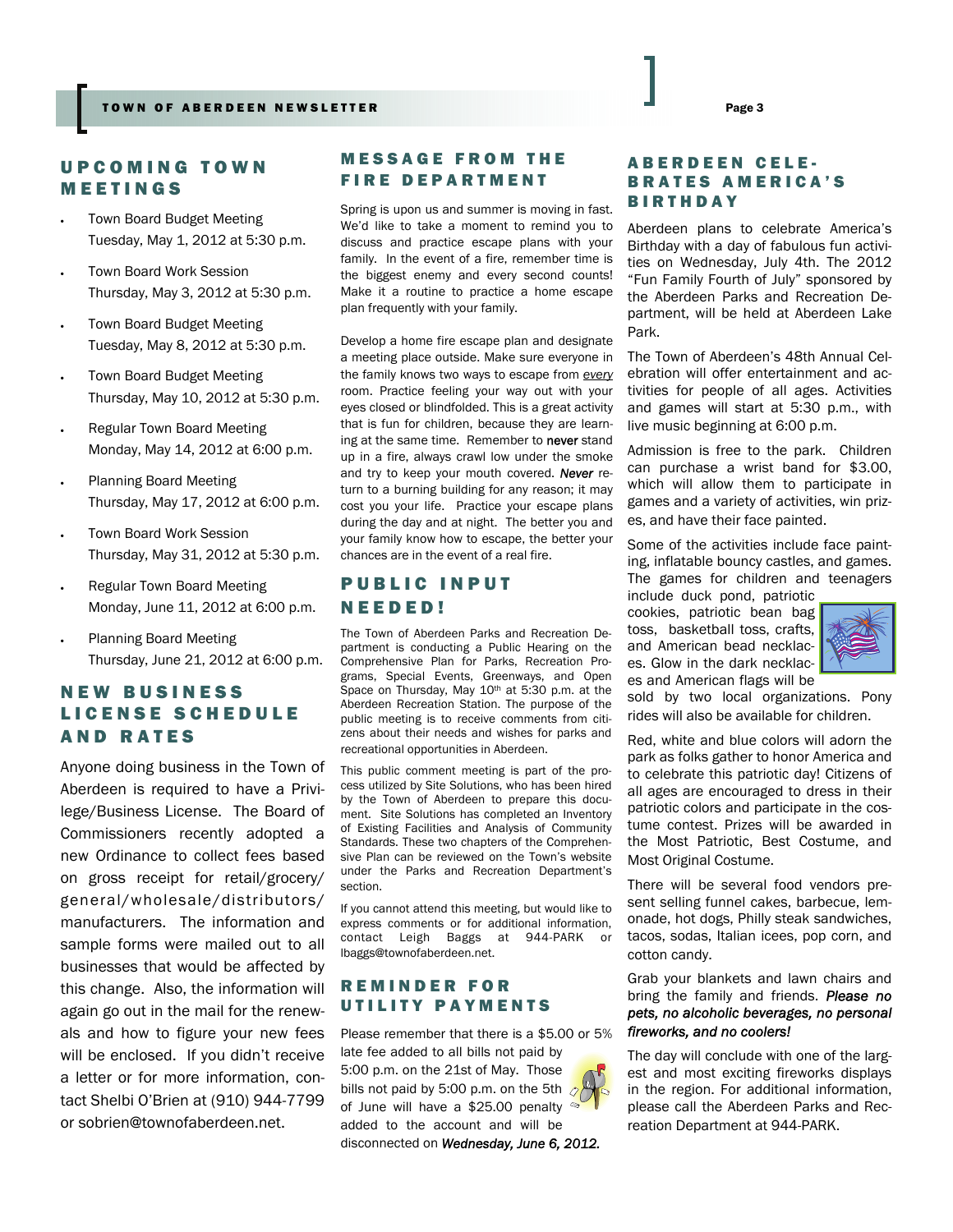## UPCOMING TOWN MEETINGS

- Town Board Budget Meeting
  Tuesday, May 1, 2012 at 5:30 p.m.
- Town Board Work Session
  Thursday, May 3, 2012 at 5:30 p.m.
- Town Board Budget Meeting
  Tuesday, May 8, 2012 at 5:30 p.m.
- Town Board Budget Meeting
  Thursday, May 10, 2012 at 5:30 p.m.
- Regular Town Board Meeting
  Monday, May 14, 2012 at 6:00 p.m.
- Planning Board Meeting
  Thursday, May 17, 2012 at 6:00 p.m.
- Town Board Work Session
  Thursday, May 31, 2012 at 5:30 p.m.
- Regular Town Board Meeting
  Monday, June 11, 2012 at 6:00 p.m.
- Planning Board Meeting
  Thursday, June 21, 2012 at 6:00 p.m.

## NEW BUSINESS LICENSE SCHEDULE AND RATES

Anyone doing business in the Town of Aberdeen is required to have a Privilege/Business License. The Board of Commissioners recently adopted a new Ordinance to collect fees based on gross receipt for retail/grocery/general/wholesale/distributors/manufacturers. The information and sample forms were mailed out to all businesses that would be affected by this change. Also, the information will again go out in the mail for the renewals and how to figure your new fees will be enclosed. If you didn't receive a letter or for more information, contact Shelbi O'Brien at (910) 944-7799 or sobrien@townofaberdeen.net.

## MESSAGE FROM THE FIRE DEPARTMENT

Spring is upon us and summer is moving in fast. We'd like to take a moment to remind you to discuss and practice escape plans with your family. In the event of a fire, remember time is the biggest enemy and every second counts! Make it a routine to practice a home escape plan frequently with your family.

Develop a home fire escape plan and designate a meeting place outside. Make sure everyone in the family knows two ways to escape from *every* room. Practice feeling your way out with your eyes closed or blindfolded. This is a great activity that is fun for children, because they are learning at the same time. Remember to **never** stand up in a fire, always crawl low under the smoke and try to keep your mouth covered. ***Never*** return to a burning building for any reason; it may cost you your life. Practice your escape plans during the day and at night. The better you and your family know how to escape, the better your chances are in the event of a real fire.

## PUBLIC INPUT NEEDED!

The Town of Aberdeen Parks and Recreation Department is conducting a Public Hearing on the Comprehensive Plan for Parks, Recreation Programs, Special Events, Greenways, and Open Space on Thursday, May 10th at 5:30 p.m. at the Aberdeen Recreation Station. The purpose of the public meeting is to receive comments from citizens about their needs and wishes for parks and recreational opportunities in Aberdeen.

This public comment meeting is part of the process utilized by Site Solutions, who has been hired by the Town of Aberdeen to prepare this document. Site Solutions has completed an Inventory of Existing Facilities and Analysis of Community Standards. These two chapters of the Comprehensive Plan can be reviewed on the Town's website under the Parks and Recreation Department's section.

If you cannot attend this meeting, but would like to express comments or for additional information, contact Leigh Baggs at 944-PARK or lbaggs@townofaberdeen.net.

## REMINDER FOR UTILITY PAYMENTS

Please remember that there is a $5.00 or 5% late fee added to all bills not paid by 5:00 p.m. on the 21st of May. Those bills not paid by 5:00 p.m. on the 5th of June will have a $25.00 penalty added to the account and will be disconnected on ***Wednesday, June 6, 2012.***

## ABERDEEN CELEBRATES AMERICA'S BIRTHDAY

Aberdeen plans to celebrate America's Birthday with a day of fabulous fun activities on Wednesday, July 4th. The 2012 "Fun Family Fourth of July" sponsored by the Aberdeen Parks and Recreation Department, will be held at Aberdeen Lake Park.

The Town of Aberdeen's 48th Annual Celebration will offer entertainment and activities for people of all ages. Activities and games will start at 5:30 p.m., with live music beginning at 6:00 p.m.

Admission is free to the park. Children can purchase a wrist band for $3.00, which will allow them to participate in games and a variety of activities, win prizes, and have their face painted.

Some of the activities include face painting, inflatable bouncy castles, and games. The games for children and teenagers include duck pond, patriotic cookies, patriotic bean bag toss, basketball toss, crafts, and American bead necklaces. Glow in the dark necklaces and American flags will be sold by two local organizations. Pony rides will also be available for children.

Red, white and blue colors will adorn the park as folks gather to honor America and to celebrate this patriotic day! Citizens of all ages are encouraged to dress in their patriotic colors and participate in the costume contest. Prizes will be awarded in the Most Patriotic, Best Costume, and Most Original Costume.

There will be several food vendors present selling funnel cakes, barbecue, lemonade, hot dogs, Philly steak sandwiches, tacos, sodas, Italian icees, pop corn, and cotton candy.

Grab your blankets and lawn chairs and bring the family and friends. ***Please no pets, no alcoholic beverages, no personal fireworks, and no coolers!***

The day will conclude with one of the largest and most exciting fireworks displays in the region. For additional information, please call the Aberdeen Parks and Recreation Department at 944-PARK.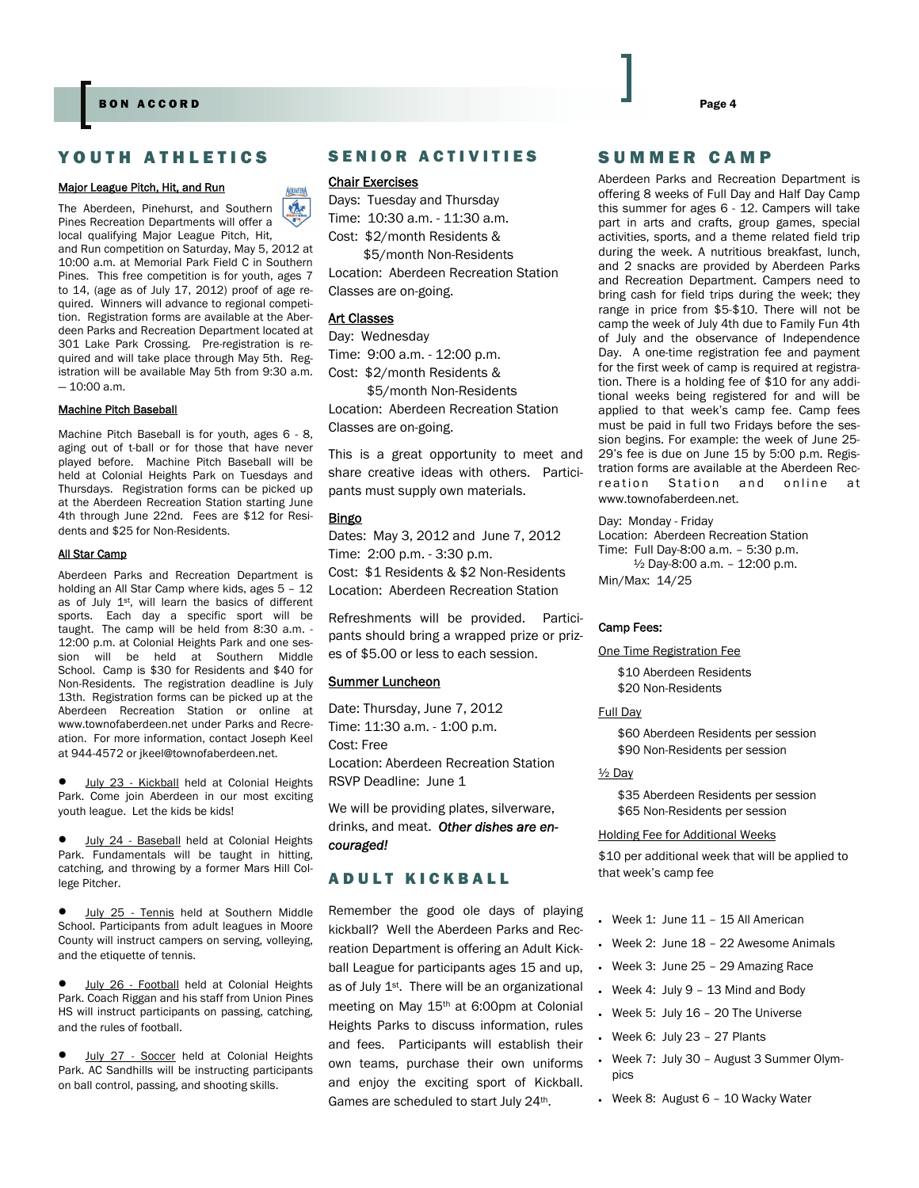## YOUTH ATHLETICS

### Major League Pitch, Hit, and Run

The Aberdeen, Pinehurst, and Southern Pines Recreation Departments will offer a local qualifying Major League Pitch, Hit, and Run competition on Saturday, May 5, 2012 at 10:00 a.m. at Memorial Park Field C in Southern Pines. This free competition is for youth, ages 7 to 14, (age as of July 17, 2012) proof of age required. Winners will advance to regional competition. Registration forms are available at the Aberdeen Parks and Recreation Department located at 301 Lake Park Crossing. Pre-registration is required and will take place through May 5th. Registration will be available May 5th from 9:30 a.m. — 10:00 a.m.

### Machine Pitch Baseball

Machine Pitch Baseball is for youth, ages 6 - 8, aging out of t-ball or for those that have never played before. Machine Pitch Baseball will be held at Colonial Heights Park on Tuesdays and Thursdays. Registration forms can be picked up at the Aberdeen Recreation Station starting June 4th through June 22nd. Fees are $12 for Residents and $25 for Non-Residents.

### All Star Camp

Aberdeen Parks and Recreation Department is holding an All Star Camp where kids, ages 5 – 12 as of July 1st, will learn the basics of different sports. Each day a specific sport will be taught. The camp will be held from 8:30 a.m. - 12:00 p.m. at Colonial Heights Park and one session will be held at Southern Middle School. Camp is $30 for Residents and $40 for Non-Residents. The registration deadline is July 13th. Registration forms can be picked up at the Aberdeen Recreation Station or online at www.townofaberdeen.net under Parks and Recreation. For more information, contact Joseph Keel at 944-4572 or jkeel@townofaberdeen.net.

- July 23 - Kickball held at Colonial Heights Park. Come join Aberdeen in our most exciting youth league. Let the kids be kids!
- July 24 - Baseball held at Colonial Heights Park. Fundamentals will be taught in hitting, catching, and throwing by a former Mars Hill College Pitcher.
- July 25 - Tennis held at Southern Middle School. Participants from adult leagues in Moore County will instruct campers on serving, volleying, and the etiquette of tennis.
- July 26 - Football held at Colonial Heights Park. Coach Riggan and his staff from Union Pines HS will instruct participants on passing, catching, and the rules of football.
- July 27 - Soccer held at Colonial Heights Park. AC Sandhills will be instructing participants on ball control, passing, and shooting skills.

## SENIOR ACTIVITIES

### Chair Exercises

Days: Tuesday and Thursday
Time: 10:30 a.m. - 11:30 a.m.
Cost: $2/month Residents & $5/month Non-Residents
Location: Aberdeen Recreation Station
Classes are on-going.

### Art Classes

Day: Wednesday
Time: 9:00 a.m. - 12:00 p.m.
Cost: $2/month Residents & $5/month Non-Residents
Location: Aberdeen Recreation Station
Classes are on-going.

This is a great opportunity to meet and share creative ideas with others. Participants must supply own materials.

### Bingo

Dates: May 3, 2012 and June 7, 2012
Time: 2:00 p.m. - 3:30 p.m.
Cost: $1 Residents & $2 Non-Residents
Location: Aberdeen Recreation Station

Refreshments will be provided. Participants should bring a wrapped prize or prizes of $5.00 or less to each session.

### Summer Luncheon

Date: Thursday, June 7, 2012
Time: 11:30 a.m. - 1:00 p.m.
Cost: Free
Location: Aberdeen Recreation Station
RSVP Deadline: June 1

We will be providing plates, silverware, drinks, and meat. ***Other dishes are encouraged!***

## ADULT KICKBALL

Remember the good ole days of playing kickball? Well the Aberdeen Parks and Recreation Department is offering an Adult Kickball League for participants ages 15 and up, as of July 1st. There will be an organizational meeting on May 15th at 6:00pm at Colonial Heights Parks to discuss information, rules and fees. Participants will establish their own teams, purchase their own uniforms and enjoy the exciting sport of Kickball. Games are scheduled to start July 24th.

## SUMMER CAMP

Aberdeen Parks and Recreation Department is offering 8 weeks of Full Day and Half Day Camp this summer for ages 6 - 12. Campers will take part in arts and crafts, group games, special activities, sports, and a theme related field trip during the week. A nutritious breakfast, lunch, and 2 snacks are provided by Aberdeen Parks and Recreation Department. Campers need to bring cash for field trips during the week; they range in price from $5-$10. There will not be camp the week of July 4th due to Family Fun 4th of July and the observance of Independence Day. A one-time registration fee and payment for the first week of camp is required at registration. There is a holding fee of $10 for any additional weeks being registered for and will be applied to that week's camp fee. Camp fees must be paid in full two Fridays before the session begins. For example: the week of June 25-29's fee is due on June 15 by 5:00 p.m. Registration forms are available at the Aberdeen Recreation Station and online at www.townofaberdeen.net.

Day: Monday - Friday
Location: Aberdeen Recreation Station
Time: Full Day-8:00 a.m. – 5:30 p.m.
½ Day-8:00 a.m. – 12:00 p.m.
Min/Max: 14/25

**Camp Fees:**

One Time Registration Fee

$10 Aberdeen Residents
$20 Non-Residents

Full Day

$60 Aberdeen Residents per session
$90 Non-Residents per session

½ Day

$35 Aberdeen Residents per session
$65 Non-Residents per session

Holding Fee for Additional Weeks

$10 per additional week that will be applied to that week's camp fee

- Week 1: June 11 – 15 All American
- Week 2: June 18 – 22 Awesome Animals
- Week 3: June 25 – 29 Amazing Race
- Week 4: July 9 – 13 Mind and Body
- Week 5: July 16 – 20 The Universe
- Week 6: July 23 – 27 Plants
- Week 7: July 30 – August 3 Summer Olympics
- Week 8: August 6 – 10 Wacky Water